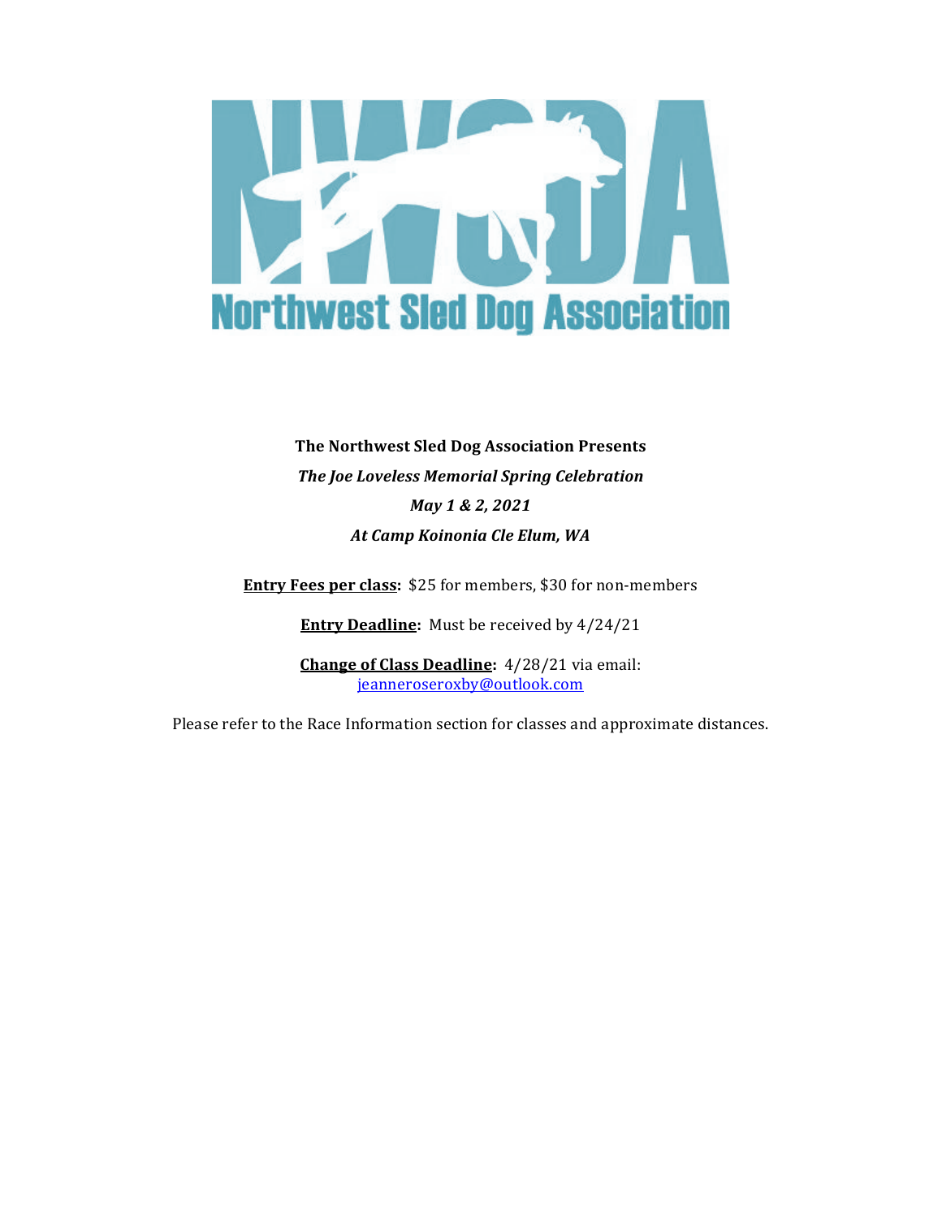NWSDA

Northwest Sled Dog Association

**The Northwest Sled Dog Association Presents**

***The Joe Loveless Memorial Spring Celebration***

***May 1 & 2, 2021***

***At Camp Koinonia Cle Elum, WA***

**Entry Fees per class:** $25 for members, $30 for non-members

**Entry Deadline:** Must be received by 4/24/21

**Change of Class Deadline:** 4/28/21 via email: jeanneroseroxby@outlook.com

Please refer to the Race Information section for classes and approximate distances.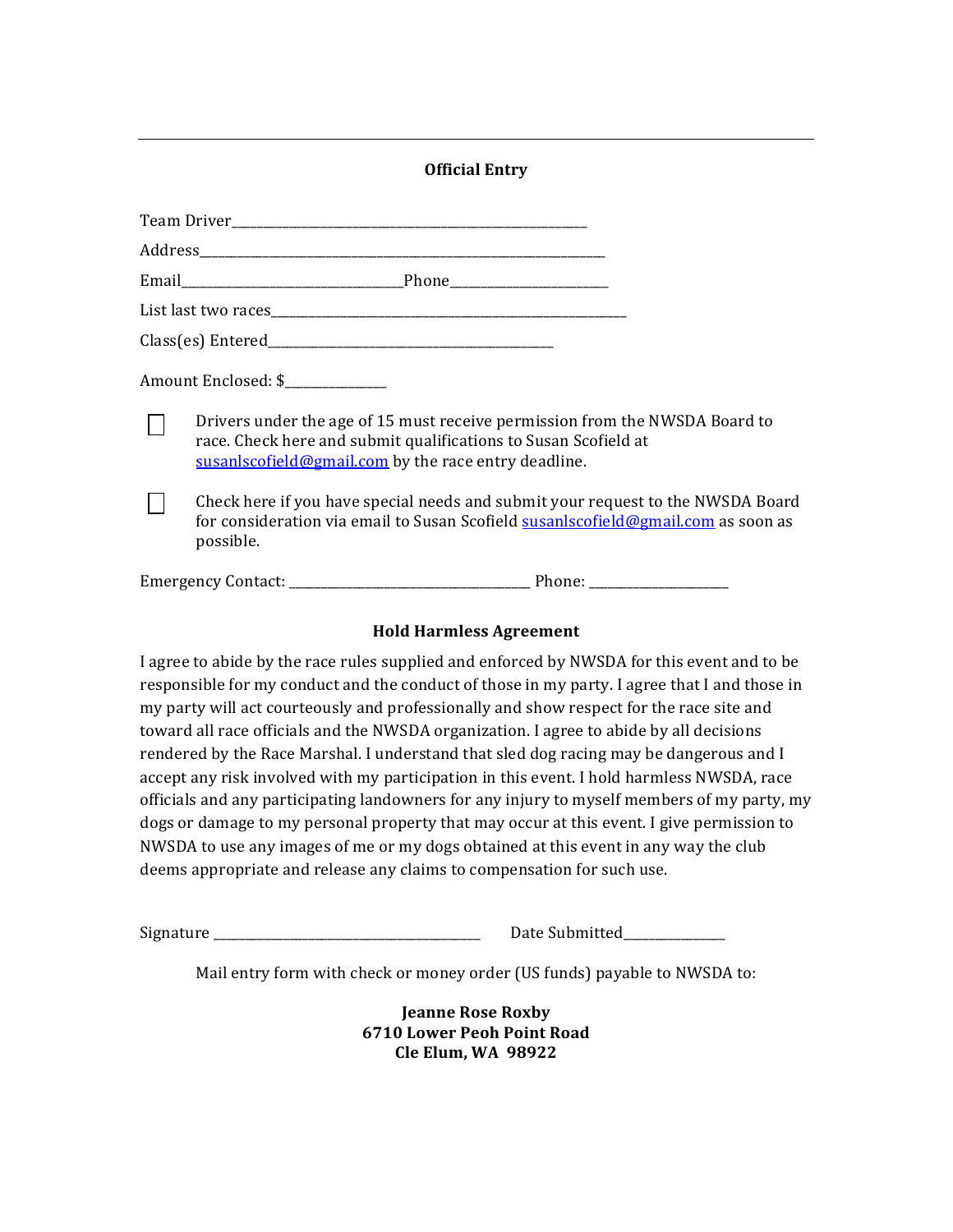---

**Official Entry**

Team Driver_______________________________________________

Address__________________________________________________

Email___________________________Phone____________________

List last two races__________________________________________

Class(es) Entered____________________________________

Amount Enclosed: $_____________

☐ Drivers under the age of 15 must receive permission from the NWSDA Board to race. Check here and submit qualifications to Susan Scofield at [susanlscofield@gmail.com](mailto:susanlscofield@gmail.com) by the race entry deadline.

☐ Check here if you have special needs and submit your request to the NWSDA Board for consideration via email to Susan Scofield [susanlscofield@gmail.com](mailto:susanlscofield@gmail.com) as soon as possible.

Emergency Contact: ______________________________ Phone: __________________

**Hold Harmless Agreement**

I agree to abide by the race rules supplied and enforced by NWSDA for this event and to be responsible for my conduct and the conduct of those in my party. I agree that I and those in my party will act courteously and professionally and show respect for the race site and toward all race officials and the NWSDA organization. I agree to abide by all decisions rendered by the Race Marshal. I understand that sled dog racing may be dangerous and I accept any risk involved with my participation in this event. I hold harmless NWSDA, race officials and any participating landowners for any injury to myself members of my party, my dogs or damage to my personal property that may occur at this event. I give permission to NWSDA to use any images of me or my dogs obtained at this event in any way the club deems appropriate and release any claims to compensation for such use.

Signature ___________________________________ Date Submitted_____________

Mail entry form with check or money order (US funds) payable to NWSDA to:

**Jeanne Rose Roxby**
**6710 Lower Peoh Point Road**
**Cle Elum, WA 98922**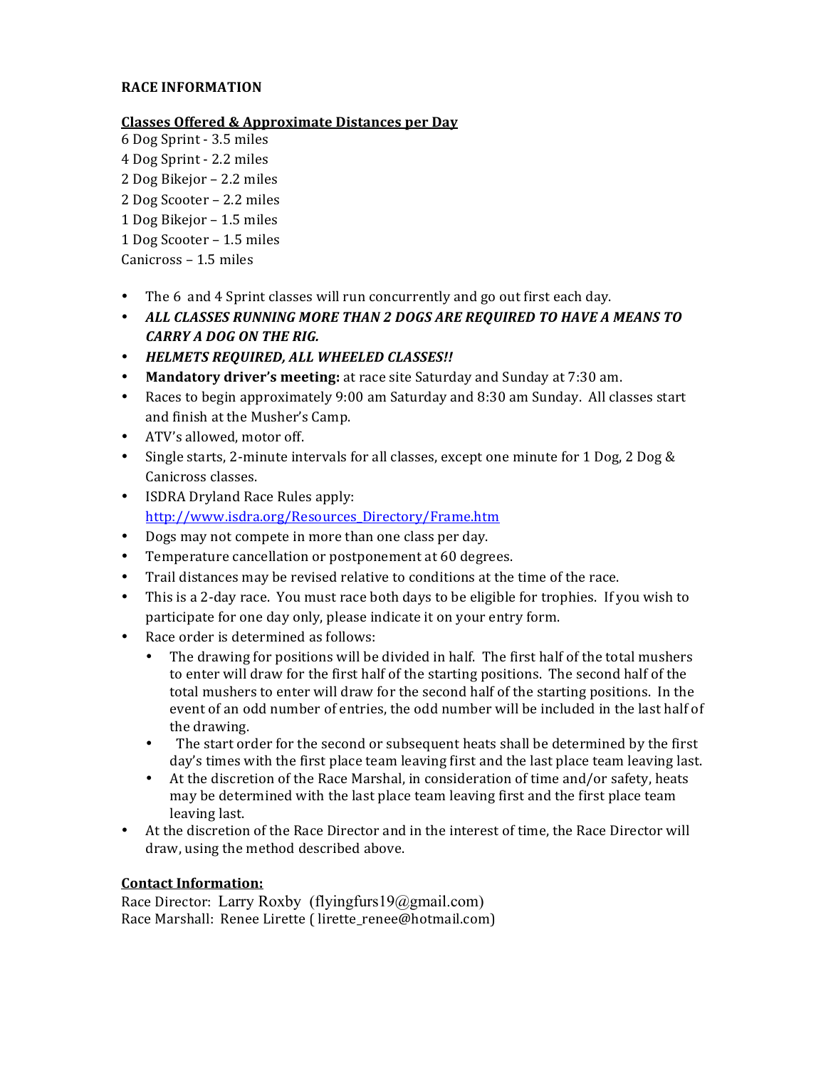**RACE INFORMATION**

**Classes Offered & Approximate Distances per Day**

6 Dog Sprint - 3.5 miles
4 Dog Sprint - 2.2 miles
2 Dog Bikejor – 2.2 miles
2 Dog Scooter – 2.2 miles
1 Dog Bikejor – 1.5 miles
1 Dog Scooter – 1.5 miles
Canicross – 1.5 miles

- The 6 and 4 Sprint classes will run concurrently and go out first each day.
- ***ALL CLASSES RUNNING MORE THAN 2 DOGS ARE REQUIRED TO HAVE A MEANS TO CARRY A DOG ON THE RIG.***
- ***HELMETS REQUIRED, ALL WHEELED CLASSES!!***
- **Mandatory driver's meeting:** at race site Saturday and Sunday at 7:30 am.
- Races to begin approximately 9:00 am Saturday and 8:30 am Sunday. All classes start and finish at the Musher's Camp.
- ATV's allowed, motor off.
- Single starts, 2-minute intervals for all classes, except one minute for 1 Dog, 2 Dog & Canicross classes.
- ISDRA Dryland Race Rules apply: [http://www.isdra.org/Resources_Directory/Frame.htm](http://www.isdra.org/Resources_Directory/Frame.htm)
- Dogs may not compete in more than one class per day.
- Temperature cancellation or postponement at 60 degrees.
- Trail distances may be revised relative to conditions at the time of the race.
- This is a 2-day race. You must race both days to be eligible for trophies. If you wish to participate for one day only, please indicate it on your entry form.
- Race order is determined as follows:
  - The drawing for positions will be divided in half. The first half of the total mushers to enter will draw for the first half of the starting positions. The second half of the total mushers to enter will draw for the second half of the starting positions. In the event of an odd number of entries, the odd number will be included in the last half of the drawing.
  - The start order for the second or subsequent heats shall be determined by the first day's times with the first place team leaving first and the last place team leaving last.
  - At the discretion of the Race Marshal, in consideration of time and/or safety, heats may be determined with the last place team leaving first and the first place team leaving last.
- At the discretion of the Race Director and in the interest of time, the Race Director will draw, using the method described above.

**Contact Information:**

Race Director: Larry Roxby (flyingfurs19@gmail.com)
Race Marshall: Renee Lirette ( lirette_renee@hotmail.com)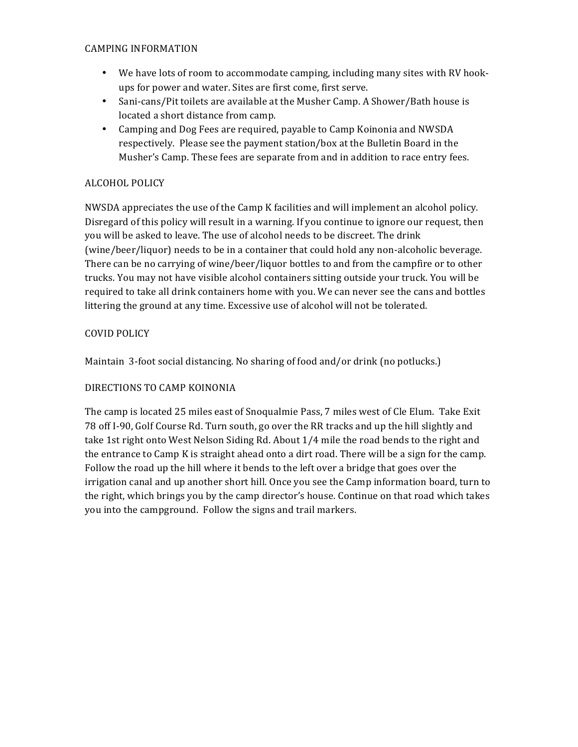## CAMPING INFORMATION

- We have lots of room to accommodate camping, including many sites with RV hook-ups for power and water. Sites are first come, first serve.
- Sani-cans/Pit toilets are available at the Musher Camp. A Shower/Bath house is located a short distance from camp.
- Camping and Dog Fees are required, payable to Camp Koinonia and NWSDA respectively. Please see the payment station/box at the Bulletin Board in the Musher's Camp. These fees are separate from and in addition to race entry fees.

## ALCOHOL POLICY

NWSDA appreciates the use of the Camp K facilities and will implement an alcohol policy. Disregard of this policy will result in a warning. If you continue to ignore our request, then you will be asked to leave. The use of alcohol needs to be discreet. The drink (wine/beer/liquor) needs to be in a container that could hold any non-alcoholic beverage. There can be no carrying of wine/beer/liquor bottles to and from the campfire or to other trucks. You may not have visible alcohol containers sitting outside your truck. You will be required to take all drink containers home with you. We can never see the cans and bottles littering the ground at any time. Excessive use of alcohol will not be tolerated.

## COVID POLICY

Maintain 3-foot social distancing. No sharing of food and/or drink (no potlucks.)

## DIRECTIONS TO CAMP KOINONIA

The camp is located 25 miles east of Snoqualmie Pass, 7 miles west of Cle Elum. Take Exit 78 off I-90, Golf Course Rd. Turn south, go over the RR tracks and up the hill slightly and take 1st right onto West Nelson Siding Rd. About 1/4 mile the road bends to the right and the entrance to Camp K is straight ahead onto a dirt road. There will be a sign for the camp. Follow the road up the hill where it bends to the left over a bridge that goes over the irrigation canal and up another short hill. Once you see the Camp information board, turn to the right, which brings you by the camp director's house. Continue on that road which takes you into the campground. Follow the signs and trail markers.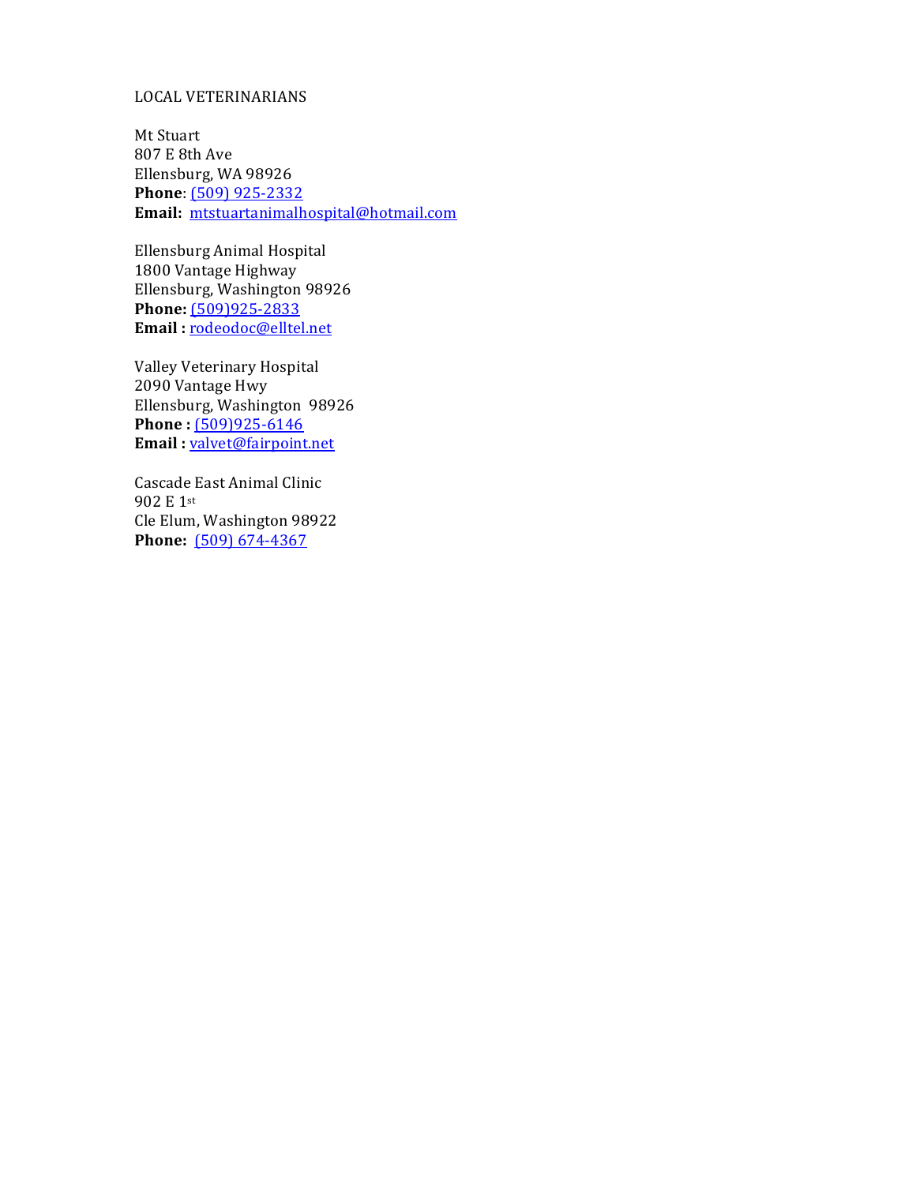LOCAL VETERINARIANS

Mt Stuart
807 E 8th Ave
Ellensburg, WA 98926
**Phone**: (509) 925-2332
**Email:** mtstuartanimalhospital@hotmail.com

Ellensburg Animal Hospital
1800 Vantage Highway
Ellensburg, Washington 98926
**Phone:** (509)925-2833
**Email :** rodeodoc@elltel.net

Valley Veterinary Hospital
2090 Vantage Hwy
Ellensburg, Washington 98926
**Phone :** (509)925-6146
**Email :** valvet@fairpoint.net

Cascade East Animal Clinic
902 E 1st
Cle Elum, Washington 98922
**Phone:** (509) 674-4367